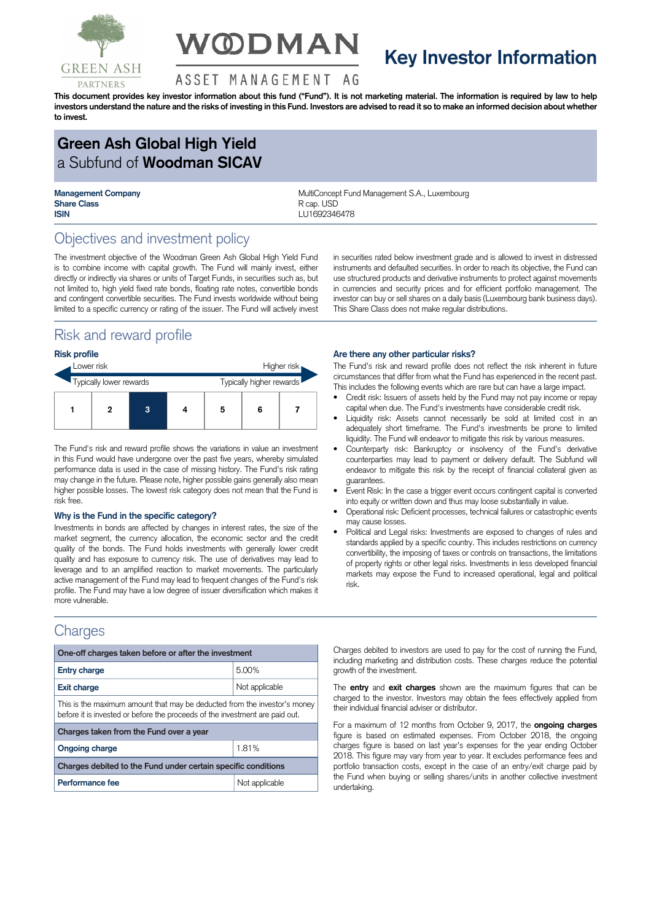# Key Investor Information

**This document provides key investor information about this fund ("Fund"). It is not marketing material. The information is required by law to help investors understand the nature and the risks of investing in this Fund. Investors are advised to read it so to make an informed decision about whether to invest.**

## Green Ash Global High Yield
a Subfund of **Woodman SICAV**

| | |
|---|---|
| **Management Company** | MultiConcept Fund Management S.A., Luxembourg |
| **Share Class** | R cap. USD |
| **ISIN** | LU1692346478 |

## Objectives and investment policy

The investment objective of the Woodman Green Ash Global High Yield Fund is to combine income with capital growth. The Fund will mainly invest, either directly or indirectly via shares or units of Target Funds, in securities such as, but not limited to, high yield fixed rate bonds, floating rate notes, convertible bonds and contingent convertible securities. The Fund invests worldwide without being limited to a specific currency or rating of the issuer. The Fund will actively invest in securities rated below investment grade and is allowed to invest in distressed instruments and defaulted securities. In order to reach its objective, the Fund can use structured products and derivative instruments to protect against movements in currencies and security prices and for efficient portfolio management. The investor can buy or sell shares on a daily basis (Luxembourg bank business days). This Share Class does not make regular distributions.

## Risk and reward profile

### Risk profile

Lower risk — Higher risk

Typically lower rewards — Typically higher rewards

| 1 | 2 | **3** | 4 | 5 | 6 | 7 |
|---|---|---|---|---|---|---|

The Fund's risk and reward profile shows the variations in value an investment in this Fund would have undergone over the past five years, whereby simulated performance data is used in the case of missing history. The Fund's risk rating may change in the future. Please note, higher possible gains generally also mean higher possible losses. The lowest risk category does not mean that the Fund is risk free.

### Why is the Fund in the specific category?

Investments in bonds are affected by changes in interest rates, the size of the market segment, the currency allocation, the economic sector and the credit quality of the bonds. The Fund holds investments with generally lower credit quality and has exposure to currency risk. The use of derivatives may lead to leverage and to an amplified reaction to market movements. The particularly active management of the Fund may lead to frequent changes of the Fund's risk profile. The Fund may have a low degree of issuer diversification which makes it more vulnerable.

### Are there any other particular risks?

The Fund's risk and reward profile does not reflect the risk inherent in future circumstances that differ from what the Fund has experienced in the recent past. This includes the following events which are rare but can have a large impact.

- Credit risk: Issuers of assets held by the Fund may not pay income or repay capital when due. The Fund's investments have considerable credit risk.
- Liquidity risk: Assets cannot necessarily be sold at limited cost in an adequately short timeframe. The Fund's investments be prone to limited liquidity. The Fund will endeavor to mitigate this risk by various measures.
- Counterparty risk: Bankruptcy or insolvency of the Fund's derivative counterparties may lead to payment or delivery default. The Subfund will endeavor to mitigate this risk by the receipt of financial collateral given as guarantees.
- Event Risk: In the case a trigger event occurs contingent capital is converted into equity or written down and thus may loose substantially in value.
- Operational risk: Deficient processes, technical failures or catastrophic events may cause losses.
- Political and Legal risks: Investments are exposed to changes of rules and standards applied by a specific country. This includes restrictions on currency convertibility, the imposing of taxes or controls on transactions, the limitations of property rights or other legal risks. Investments in less developed financial markets may expose the Fund to increased operational, legal and political risk.

## Charges

| **One-off charges taken before or after the investment** | |
|---|---|
| **Entry charge** | 5.00% |
| **Exit charge** | Not applicable |
| This is the maximum amount that may be deducted from the investor's money before it is invested or before the proceeds of the investment are paid out. | |
| **Charges taken from the Fund over a year** | |
| **Ongoing charge** | 1.81% |
| **Charges debited to the Fund under certain specific conditions** | |
| **Performance fee** | Not applicable |

Charges debited to investors are used to pay for the cost of running the Fund, including marketing and distribution costs. These charges reduce the potential growth of the investment.

The **entry** and **exit charges** shown are the maximum figures that can be charged to the investor. Investors may obtain the fees effectively applied from their individual financial adviser or distributor.

For a maximum of 12 months from October 9, 2017, the **ongoing charges** figure is based on estimated expenses. From October 2018, the ongoing charges figure is based on last year's expenses for the year ending October 2018. This figure may vary from year to year. It excludes performance fees and portfolio transaction costs, except in the case of an entry/exit charge paid by the Fund when buying or selling shares/units in another collective investment undertaking.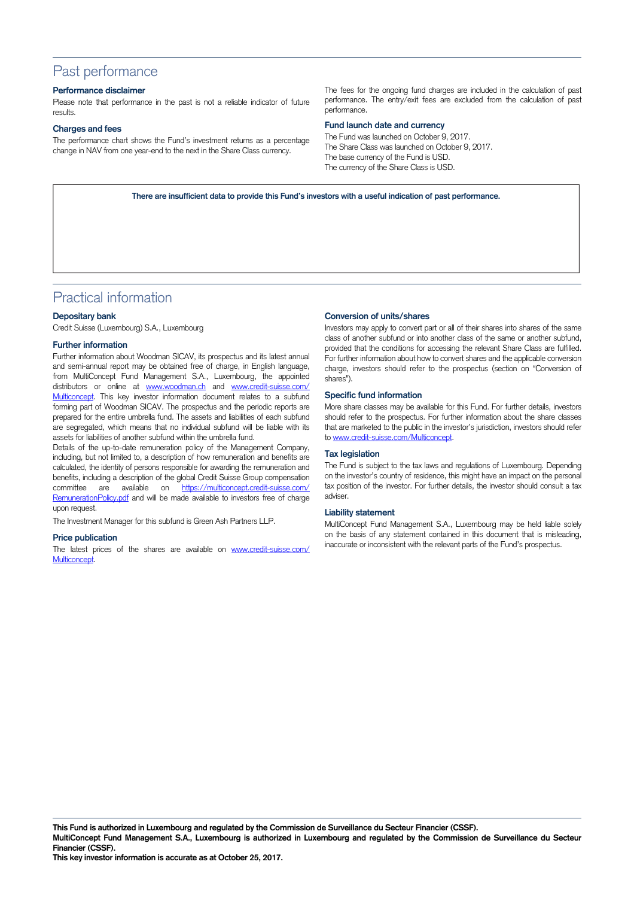## Past performance

### Performance disclaimer

Please note that performance in the past is not a reliable indicator of future results.

### Charges and fees

The performance chart shows the Fund's investment returns as a percentage change in NAV from one year-end to the next in the Share Class currency.

The fees for the ongoing fund charges are included in the calculation of past performance. The entry/exit fees are excluded from the calculation of past performance.

### Fund launch date and currency

The Fund was launched on October 9, 2017.
The Share Class was launched on October 9, 2017.
The base currency of the Fund is USD.
The currency of the Share Class is USD.

**There are insufficient data to provide this Fund's investors with a useful indication of past performance.**

## Practical information

### Depositary bank

Credit Suisse (Luxembourg) S.A., Luxembourg

### Further information

Further information about Woodman SICAV, its prospectus and its latest annual and semi-annual report may be obtained free of charge, in English language, from MultiConcept Fund Management S.A., Luxembourg, the appointed distributors or online at www.woodman.ch and www.credit-suisse.com/Multiconcept. This key investor information document relates to a subfund forming part of Woodman SICAV. The prospectus and the periodic reports are prepared for the entire umbrella fund. The assets and liabilities of each subfund are segregated, which means that no individual subfund will be liable with its assets for liabilities of another subfund within the umbrella fund.
Details of the up-to-date remuneration policy of the Management Company, including, but not limited to, a description of how remuneration and benefits are calculated, the identity of persons responsible for awarding the remuneration and benefits, including a description of the global Credit Suisse Group compensation committee are available on https://multiconcept.credit-suisse.com/RemunerationPolicy.pdf and will be made available to investors free of charge upon request.

The Investment Manager for this subfund is Green Ash Partners LLP.

### Price publication

The latest prices of the shares are available on www.credit-suisse.com/Multiconcept.

### Conversion of units/shares

Investors may apply to convert part or all of their shares into shares of the same class of another subfund or into another class of the same or another subfund, provided that the conditions for accessing the relevant Share Class are fulfilled. For further information about how to convert shares and the applicable conversion charge, investors should refer to the prospectus (section on "Conversion of shares").

### Specific fund information

More share classes may be available for this Fund. For further details, investors should refer to the prospectus. For further information about the share classes that are marketed to the public in the investor's jurisdiction, investors should refer to www.credit-suisse.com/Multiconcept.

### Tax legislation

The Fund is subject to the tax laws and regulations of Luxembourg. Depending on the investor's country of residence, this might have an impact on the personal tax position of the investor. For further details, the investor should consult a tax adviser.

### Liability statement

MultiConcept Fund Management S.A., Luxembourg may be held liable solely on the basis of any statement contained in this document that is misleading, inaccurate or inconsistent with the relevant parts of the Fund's prospectus.

**This Fund is authorized in Luxembourg and regulated by the Commission de Surveillance du Secteur Financier (CSSF).**
**MultiConcept Fund Management S.A., Luxembourg is authorized in Luxembourg and regulated by the Commission de Surveillance du Secteur Financier (CSSF).**
**This key investor information is accurate as at October 25, 2017.**